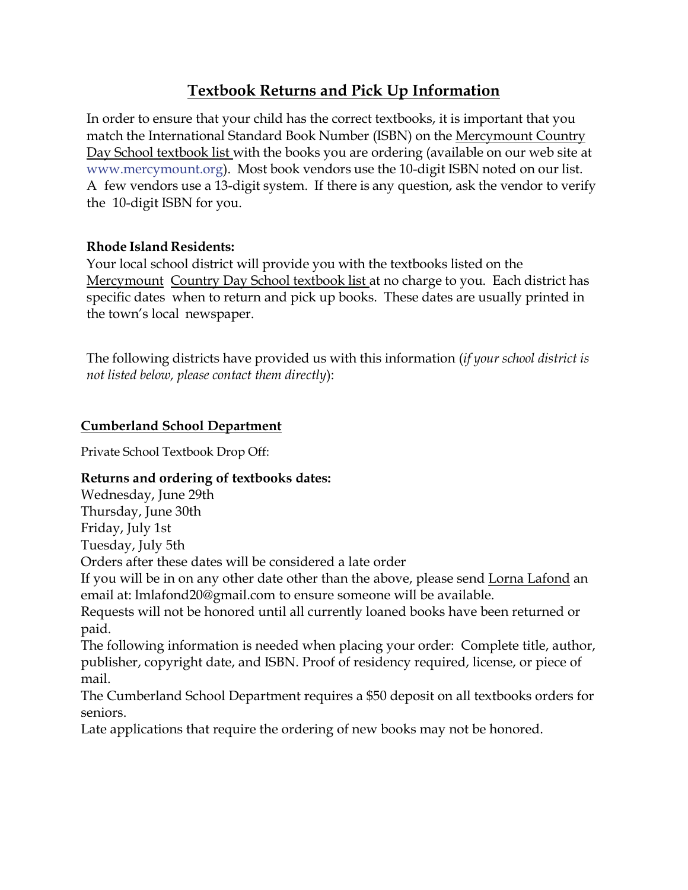# Textbook Returns and Pick Up Information

In order to ensure that your child has the correct textbooks, it is important that you match the International Standard Book Number (ISBN) on the Mercymount Country Day School textbook list with the books you are ordering (available on our web site at www.mercymount.org). Most book vendors use the 10-digit ISBN noted on our list. A few vendors use a 13-digit system. If there is any question, ask the vendor to verify the 10-digit ISBN for you.

**Rhode Island Residents:**
Your local school district will provide you with the textbooks listed on the Mercymount Country Day School textbook list at no charge to you. Each district has specific dates when to return and pick up books. These dates are usually printed in the town's local newspaper.

The following districts have provided us with this information (*if your school district is not listed below, please contact them directly*):

## Cumberland School Department

Private School Textbook Drop Off:

**Returns and ordering of textbooks dates:**
Wednesday, June 29th
Thursday, June 30th
Friday, July 1st
Tuesday, July 5th
Orders after these dates will be considered a late order
If you will be in on any other date other than the above, please send Lorna Lafond an email at: lmlafond20@gmail.com to ensure someone will be available.
Requests will not be honored until all currently loaned books have been returned or paid.
The following information is needed when placing your order: Complete title, author, publisher, copyright date, and ISBN. Proof of residency required, license, or piece of mail.
The Cumberland School Department requires a $50 deposit on all textbooks orders for seniors.
Late applications that require the ordering of new books may not be honored.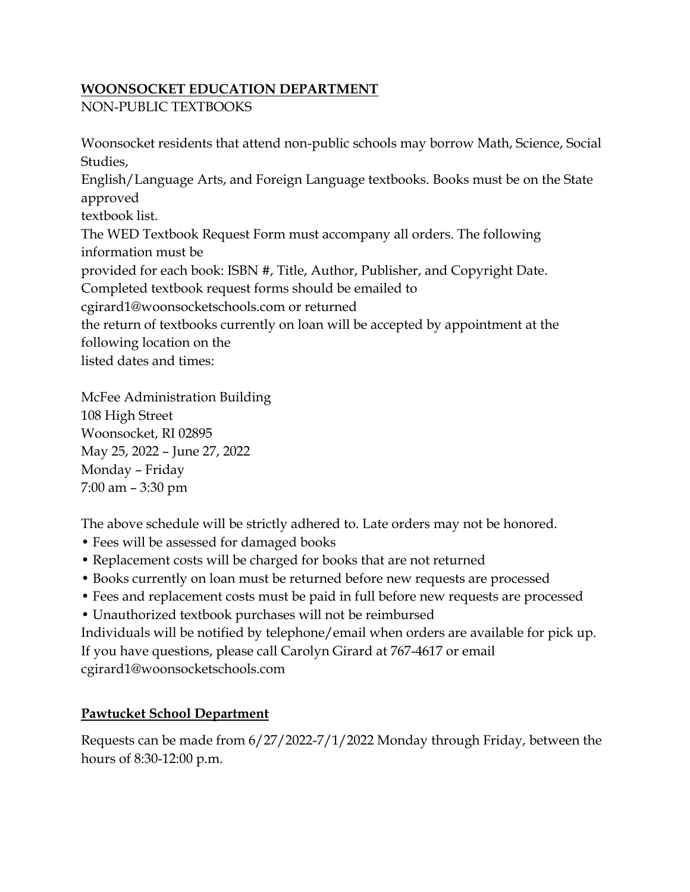**WOONSOCKET EDUCATION DEPARTMENT**

NON-PUBLIC TEXTBOOKS

Woonsocket residents that attend non-public schools may borrow Math, Science, Social Studies,
English/Language Arts, and Foreign Language textbooks. Books must be on the State approved
textbook list.
The WED Textbook Request Form must accompany all orders. The following information must be
provided for each book: ISBN #, Title, Author, Publisher, and Copyright Date.
Completed textbook request forms should be emailed to
cgirard1@woonsocketschools.com or returned
the return of textbooks currently on loan will be accepted by appointment at the following location on the
listed dates and times:

McFee Administration Building
108 High Street
Woonsocket, RI 02895
May 25, 2022 – June 27, 2022
Monday – Friday
7:00 am – 3:30 pm

The above schedule will be strictly adhered to. Late orders may not be honored.

- Fees will be assessed for damaged books
- Replacement costs will be charged for books that are not returned
- Books currently on loan must be returned before new requests are processed
- Fees and replacement costs must be paid in full before new requests are processed
- Unauthorized textbook purchases will not be reimbursed

Individuals will be notified by telephone/email when orders are available for pick up.
If you have questions, please call Carolyn Girard at 767-4617 or email
cgirard1@woonsocketschools.com

**Pawtucket School Department**

Requests can be made from 6/27/2022-7/1/2022 Monday through Friday, between the hours of 8:30-12:00 p.m.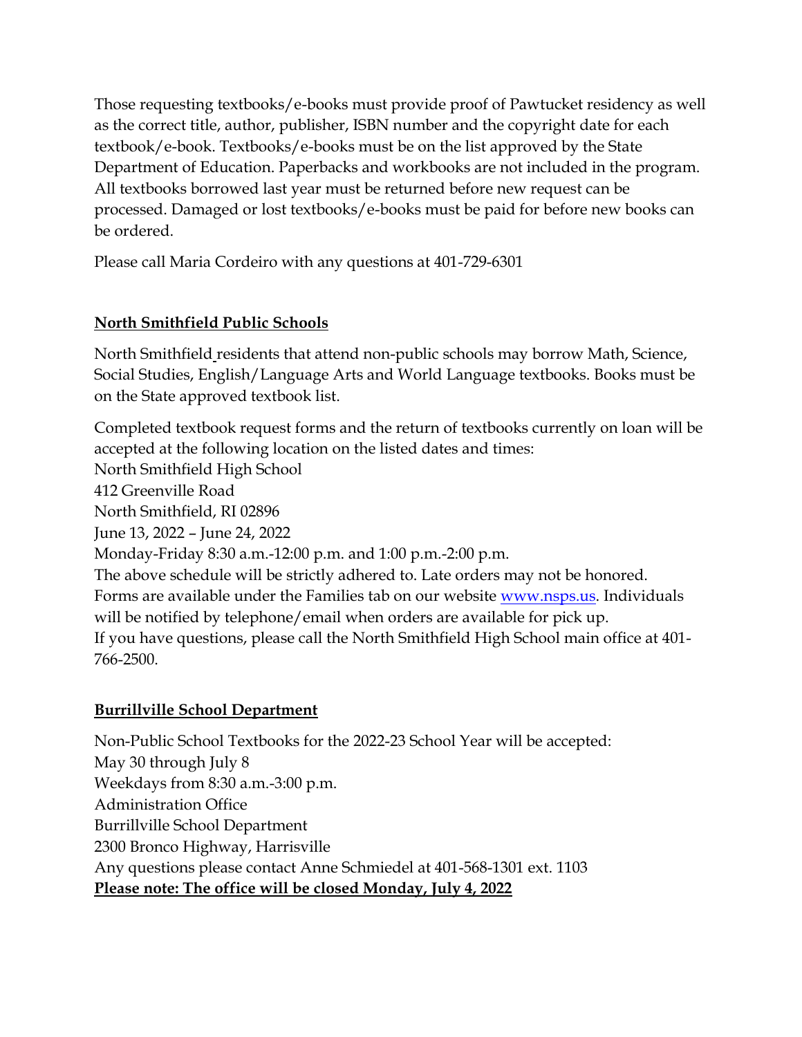Those requesting textbooks/e-books must provide proof of Pawtucket residency as well as the correct title, author, publisher, ISBN number and the copyright date for each textbook/e-book. Textbooks/e-books must be on the list approved by the State Department of Education. Paperbacks and workbooks are not included in the program. All textbooks borrowed last year must be returned before new request can be processed. Damaged or lost textbooks/e-books must be paid for before new books can be ordered.

Please call Maria Cordeiro with any questions at 401-729-6301

**North Smithfield Public Schools**

North Smithfield residents that attend non-public schools may borrow Math, Science, Social Studies, English/Language Arts and World Language textbooks. Books must be on the State approved textbook list.

Completed textbook request forms and the return of textbooks currently on loan will be accepted at the following location on the listed dates and times:
North Smithfield High School
412 Greenville Road
North Smithfield, RI 02896
June 13, 2022 – June 24, 2022
Monday-Friday 8:30 a.m.-12:00 p.m. and 1:00 p.m.-2:00 p.m.
The above schedule will be strictly adhered to. Late orders may not be honored.
Forms are available under the Families tab on our website [www.nsps.us](http://www.nsps.us). Individuals will be notified by telephone/email when orders are available for pick up.
If you have questions, please call the North Smithfield High School main office at 401-766-2500.

**Burrillville School Department**

Non-Public School Textbooks for the 2022-23 School Year will be accepted:
May 30 through July 8
Weekdays from 8:30 a.m.-3:00 p.m.
Administration Office
Burrillville School Department
2300 Bronco Highway, Harrisville
Any questions please contact Anne Schmiedel at 401-568-1301 ext. 1103
**Please note: The office will be closed Monday, July 4, 2022**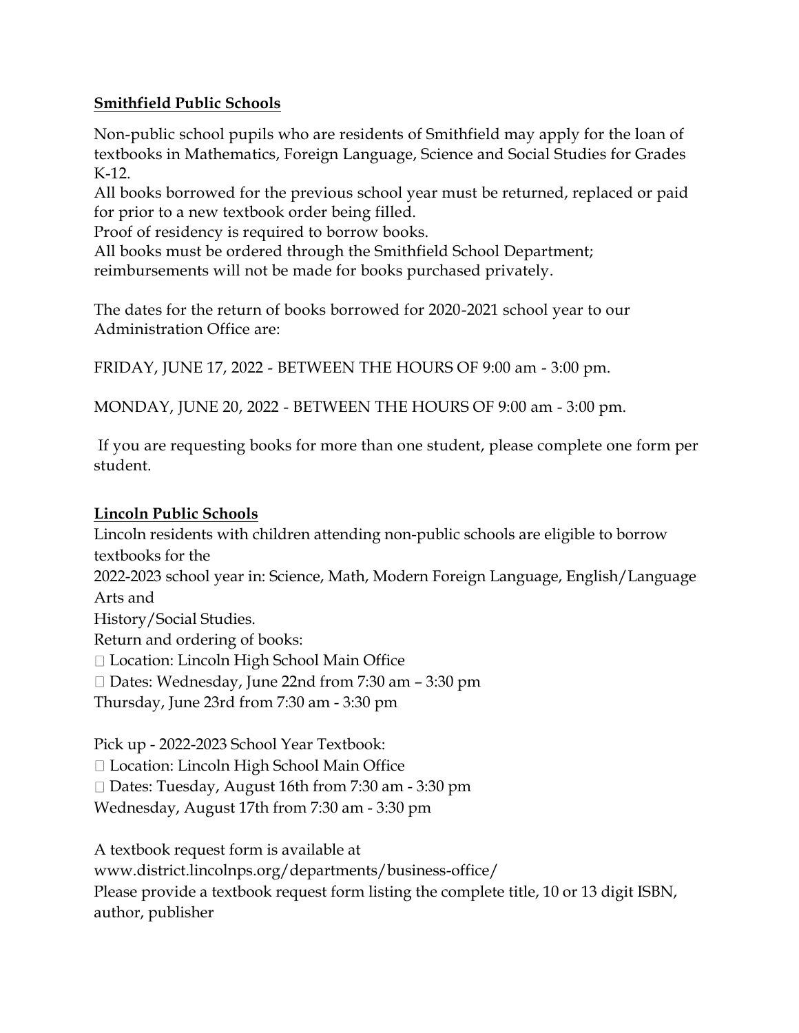## Smithfield Public Schools

Non-public school pupils who are residents of Smithfield may apply for the loan of textbooks in Mathematics, Foreign Language, Science and Social Studies for Grades K-12.
All books borrowed for the previous school year must be returned, replaced or paid for prior to a new textbook order being filled.
Proof of residency is required to borrow books.
All books must be ordered through the Smithfield School Department; reimbursements will not be made for books purchased privately.

The dates for the return of books borrowed for 2020-2021 school year to our Administration Office are:

FRIDAY, JUNE 17, 2022 - BETWEEN THE HOURS OF 9:00 am - 3:00 pm.

MONDAY, JUNE 20, 2022 - BETWEEN THE HOURS OF 9:00 am - 3:00 pm.

If you are requesting books for more than one student, please complete one form per student.

## Lincoln Public Schools

Lincoln residents with children attending non-public schools are eligible to borrow textbooks for the
2022-2023 school year in: Science, Math, Modern Foreign Language, English/Language Arts and
History/Social Studies.
Return and ordering of books:

- Location: Lincoln High School Main Office
- Dates: Wednesday, June 22nd from 7:30 am – 3:30 pm
Thursday, June 23rd from 7:30 am - 3:30 pm

Pick up - 2022-2023 School Year Textbook:

- Location: Lincoln High School Main Office
- Dates: Tuesday, August 16th from 7:30 am - 3:30 pm
Wednesday, August 17th from 7:30 am - 3:30 pm

A textbook request form is available at
www.district.lincolnps.org/departments/business-office/
Please provide a textbook request form listing the complete title, 10 or 13 digit ISBN, author, publisher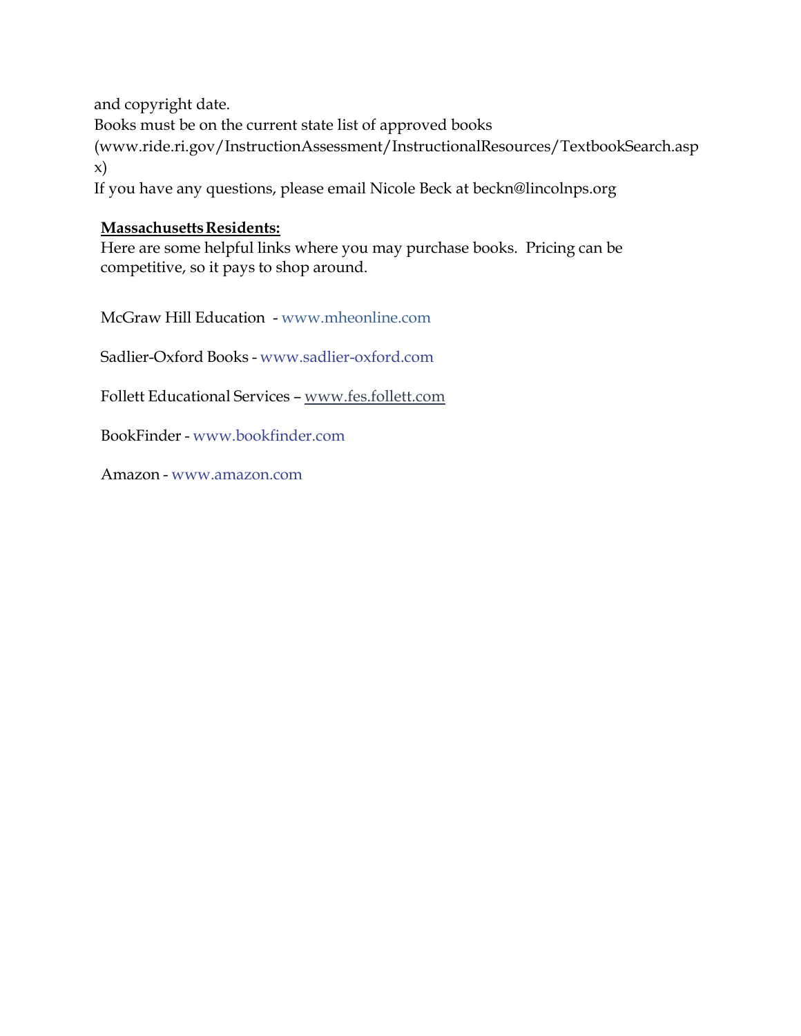and copyright date.
Books must be on the current state list of approved books (www.ride.ri.gov/InstructionAssessment/InstructionalResources/TextbookSearch.aspx)
If you have any questions, please email Nicole Beck at beckn@lincolnps.org

**Massachusetts Residents:**
Here are some helpful links where you may purchase books. Pricing can be competitive, so it pays to shop around.

McGraw Hill Education - www.mheonline.com

Sadlier-Oxford Books - www.sadlier-oxford.com

Follett Educational Services – www.fes.follett.com

BookFinder - www.bookfinder.com

Amazon - www.amazon.com